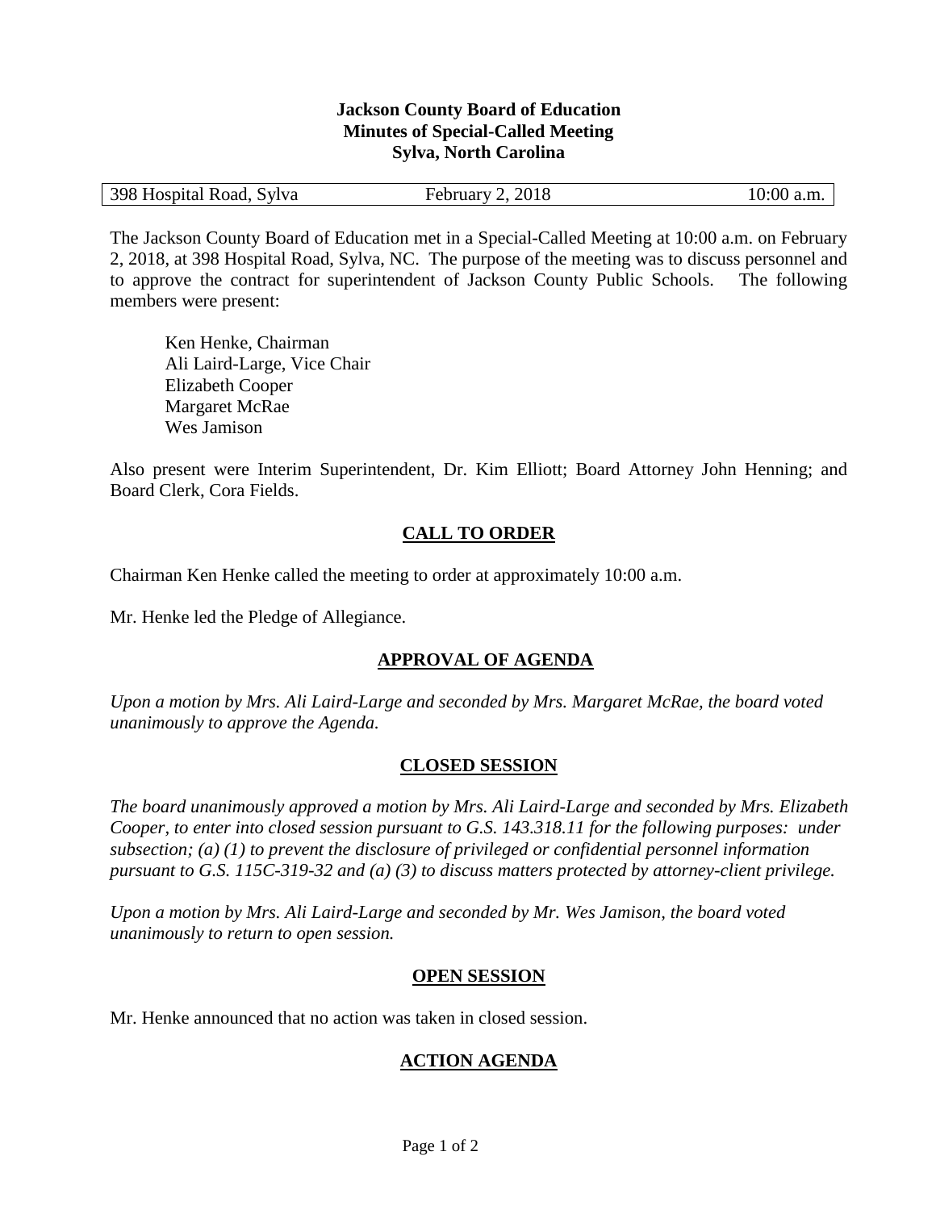**Jackson County Board of Education**
**Minutes of Special-Called Meeting**
**Sylva, North Carolina**

| 398 Hospital Road, Sylva | February 2, 2018 | 10:00 a.m. |
|---|---|---|

The Jackson County Board of Education met in a Special-Called Meeting at 10:00 a.m. on February 2, 2018, at 398 Hospital Road, Sylva, NC. The purpose of the meeting was to discuss personnel and to approve the contract for superintendent of Jackson County Public Schools. The following members were present:

Ken Henke, Chairman
Ali Laird-Large, Vice Chair
Elizabeth Cooper
Margaret McRae
Wes Jamison

Also present were Interim Superintendent, Dr. Kim Elliott; Board Attorney John Henning; and Board Clerk, Cora Fields.

## CALL TO ORDER

Chairman Ken Henke called the meeting to order at approximately 10:00 a.m.

Mr. Henke led the Pledge of Allegiance.

## APPROVAL OF AGENDA

*Upon a motion by Mrs. Ali Laird-Large and seconded by Mrs. Margaret McRae, the board voted unanimously to approve the Agenda.*

## CLOSED SESSION

*The board unanimously approved a motion by Mrs. Ali Laird-Large and seconded by Mrs. Elizabeth Cooper, to enter into closed session pursuant to G.S. 143.318.11 for the following purposes: under subsection; (a) (1) to prevent the disclosure of privileged or confidential personnel information pursuant to G.S. 115C-319-32 and (a) (3) to discuss matters protected by attorney-client privilege.*

*Upon a motion by Mrs. Ali Laird-Large and seconded by Mr. Wes Jamison, the board voted unanimously to return to open session.*

## OPEN SESSION

Mr. Henke announced that no action was taken in closed session.

## ACTION AGENDA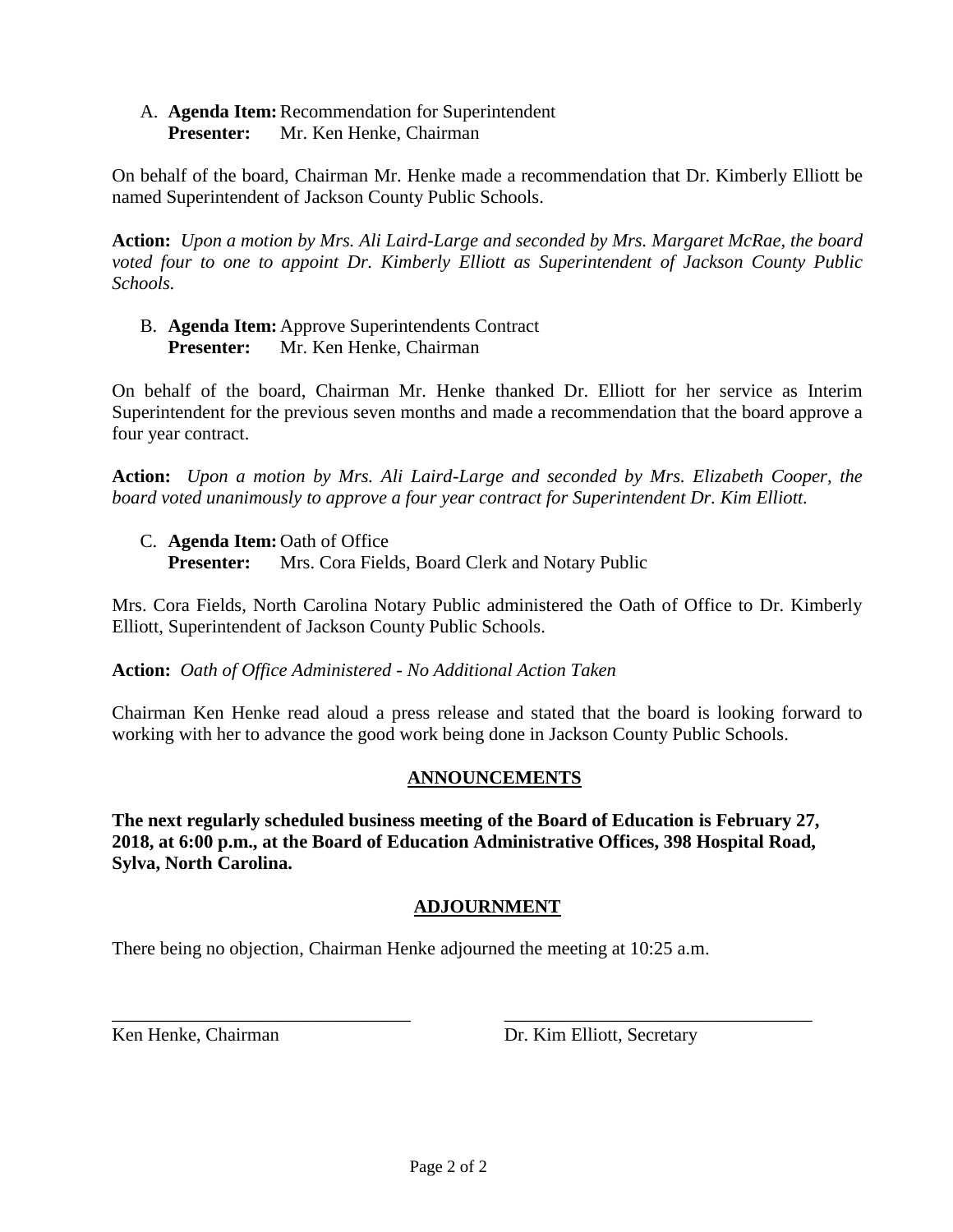A. **Agenda Item:** Recommendation for Superintendent
   **Presenter:** Mr. Ken Henke, Chairman

On behalf of the board, Chairman Mr. Henke made a recommendation that Dr. Kimberly Elliott be named Superintendent of Jackson County Public Schools.

**Action:** *Upon a motion by Mrs. Ali Laird-Large and seconded by Mrs. Margaret McRae, the board voted four to one to appoint Dr. Kimberly Elliott as Superintendent of Jackson County Public Schools.*

B. **Agenda Item:** Approve Superintendents Contract
   **Presenter:** Mr. Ken Henke, Chairman

On behalf of the board, Chairman Mr. Henke thanked Dr. Elliott for her service as Interim Superintendent for the previous seven months and made a recommendation that the board approve a four year contract.

**Action:** *Upon a motion by Mrs. Ali Laird-Large and seconded by Mrs. Elizabeth Cooper, the board voted unanimously to approve a four year contract for Superintendent Dr. Kim Elliott.*

C. **Agenda Item:** Oath of Office
   **Presenter:** Mrs. Cora Fields, Board Clerk and Notary Public

Mrs. Cora Fields, North Carolina Notary Public administered the Oath of Office to Dr. Kimberly Elliott, Superintendent of Jackson County Public Schools.

**Action:** *Oath of Office Administered - No Additional Action Taken*

Chairman Ken Henke read aloud a press release and stated that the board is looking forward to working with her to advance the good work being done in Jackson County Public Schools.

## ANNOUNCEMENTS

**The next regularly scheduled business meeting of the Board of Education is February 27, 2018, at 6:00 p.m., at the Board of Education Administrative Offices, 398 Hospital Road, Sylva, North Carolina.**

## ADJOURNMENT

There being no objection, Chairman Henke adjourned the meeting at 10:25 a.m.

________________________________ ________________________________

Ken Henke, Chairman Dr. Kim Elliott, Secretary